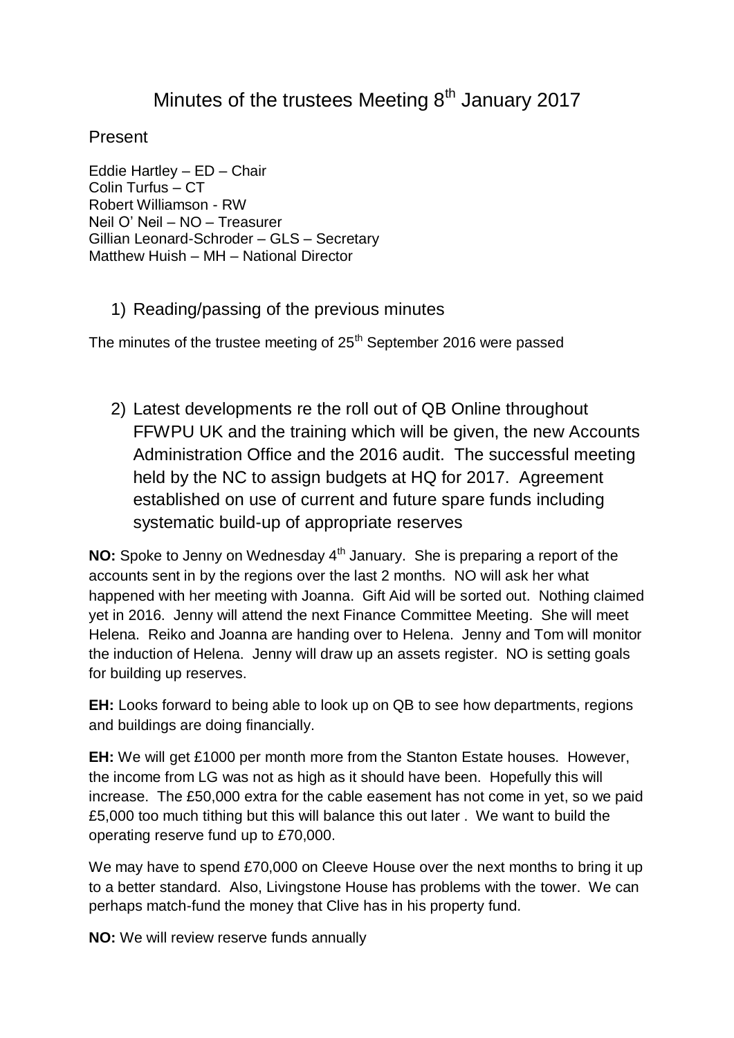# Minutes of the trustees Meeting 8th January 2017

Present

Eddie Hartley – ED – Chair
Colin Turfus – CT
Robert Williamson - RW
Neil O' Neil – NO – Treasurer
Gillian Leonard-Schroder – GLS – Secretary
Matthew Huish – MH – National Director

## 1) Reading/passing of the previous minutes

The minutes of the trustee meeting of 25th September 2016 were passed

## 2) Latest developments re the roll out of QB Online throughout FFWPU UK and the training which will be given, the new Accounts Administration Office and the 2016 audit. The successful meeting held by the NC to assign budgets at HQ for 2017. Agreement established on use of current and future spare funds including systematic build-up of appropriate reserves

**NO:** Spoke to Jenny on Wednesday 4th January. She is preparing a report of the accounts sent in by the regions over the last 2 months. NO will ask her what happened with her meeting with Joanna. Gift Aid will be sorted out. Nothing claimed yet in 2016. Jenny will attend the next Finance Committee Meeting. She will meet Helena. Reiko and Joanna are handing over to Helena. Jenny and Tom will monitor the induction of Helena. Jenny will draw up an assets register. NO is setting goals for building up reserves.

**EH:** Looks forward to being able to look up on QB to see how departments, regions and buildings are doing financially.

**EH:** We will get £1000 per month more from the Stanton Estate houses. However, the income from LG was not as high as it should have been. Hopefully this will increase. The £50,000 extra for the cable easement has not come in yet, so we paid £5,000 too much tithing but this will balance this out later . We want to build the operating reserve fund up to £70,000.

We may have to spend £70,000 on Cleeve House over the next months to bring it up to a better standard. Also, Livingstone House has problems with the tower. We can perhaps match-fund the money that Clive has in his property fund.

**NO:** We will review reserve funds annually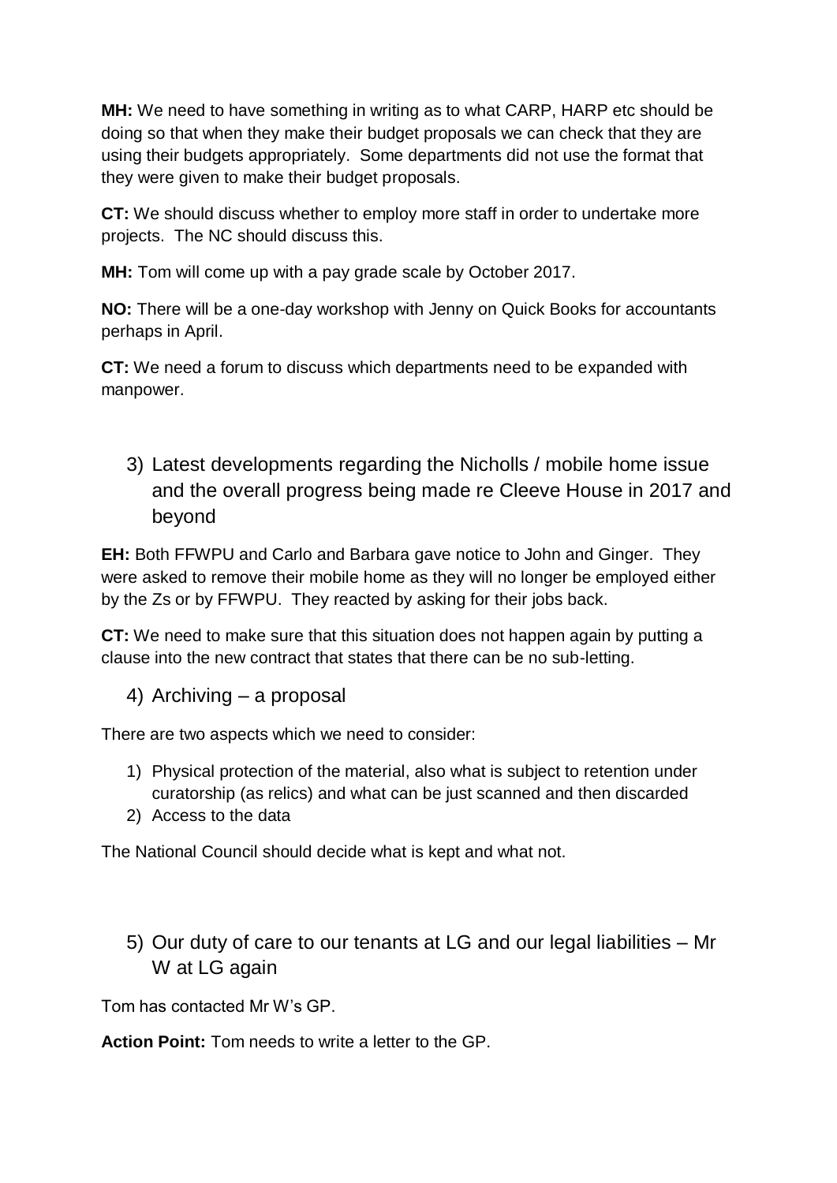**MH:** We need to have something in writing as to what CARP, HARP etc should be doing so that when they make their budget proposals we can check that they are using their budgets appropriately. Some departments did not use the format that they were given to make their budget proposals.

**CT:** We should discuss whether to employ more staff in order to undertake more projects. The NC should discuss this.

**MH:** Tom will come up with a pay grade scale by October 2017.

**NO:** There will be a one-day workshop with Jenny on Quick Books for accountants perhaps in April.

**CT:** We need a forum to discuss which departments need to be expanded with manpower.

## 3) Latest developments regarding the Nicholls / mobile home issue and the overall progress being made re Cleeve House in 2017 and beyond

**EH:** Both FFWPU and Carlo and Barbara gave notice to John and Ginger. They were asked to remove their mobile home as they will no longer be employed either by the Zs or by FFWPU. They reacted by asking for their jobs back.

**CT:** We need to make sure that this situation does not happen again by putting a clause into the new contract that states that there can be no sub-letting.

## 4) Archiving – a proposal

There are two aspects which we need to consider:

1) Physical protection of the material, also what is subject to retention under curatorship (as relics) and what can be just scanned and then discarded
2) Access to the data

The National Council should decide what is kept and what not.

## 5) Our duty of care to our tenants at LG and our legal liabilities – Mr W at LG again

Tom has contacted Mr W's GP.

**Action Point:** Tom needs to write a letter to the GP.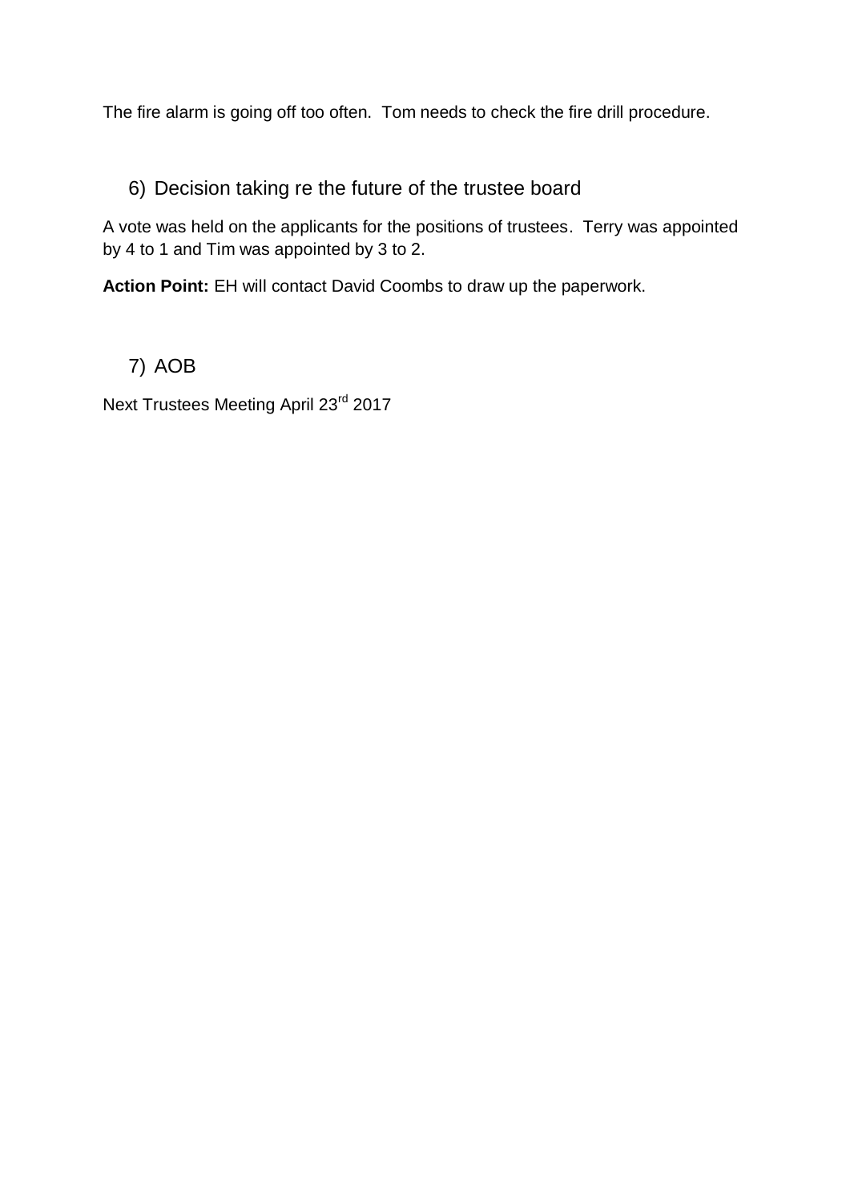The fire alarm is going off too often. Tom needs to check the fire drill procedure.

## 6) Decision taking re the future of the trustee board

A vote was held on the applicants for the positions of trustees. Terry was appointed by 4 to 1 and Tim was appointed by 3 to 2.

**Action Point:** EH will contact David Coombs to draw up the paperwork.

## 7) AOB

Next Trustees Meeting April 23rd 2017